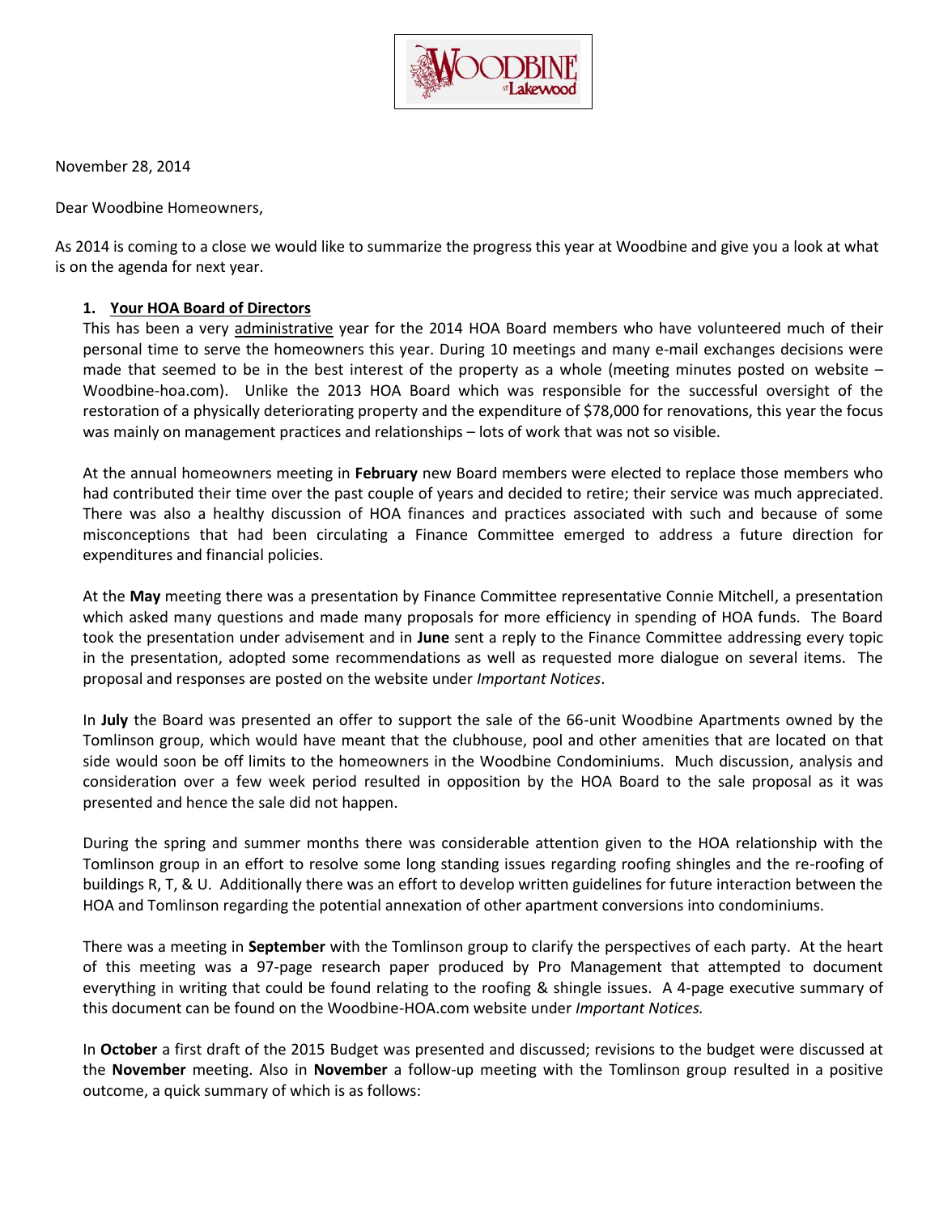November 28, 2014

Dear Woodbine Homeowners,

As 2014 is coming to a close we would like to summarize the progress this year at Woodbine and give you a look at what is on the agenda for next year.

1. **Your HOA Board of Directors**

This has been a very administrative year for the 2014 HOA Board members who have volunteered much of their personal time to serve the homeowners this year. During 10 meetings and many e-mail exchanges decisions were made that seemed to be in the best interest of the property as a whole (meeting minutes posted on website – Woodbine-hoa.com). Unlike the 2013 HOA Board which was responsible for the successful oversight of the restoration of a physically deteriorating property and the expenditure of $78,000 for renovations, this year the focus was mainly on management practices and relationships – lots of work that was not so visible.

At the annual homeowners meeting in **February** new Board members were elected to replace those members who had contributed their time over the past couple of years and decided to retire; their service was much appreciated. There was also a healthy discussion of HOA finances and practices associated with such and because of some misconceptions that had been circulating a Finance Committee emerged to address a future direction for expenditures and financial policies.

At the **May** meeting there was a presentation by Finance Committee representative Connie Mitchell, a presentation which asked many questions and made many proposals for more efficiency in spending of HOA funds. The Board took the presentation under advisement and in **June** sent a reply to the Finance Committee addressing every topic in the presentation, adopted some recommendations as well as requested more dialogue on several items. The proposal and responses are posted on the website under *Important Notices*.

In **July** the Board was presented an offer to support the sale of the 66-unit Woodbine Apartments owned by the Tomlinson group, which would have meant that the clubhouse, pool and other amenities that are located on that side would soon be off limits to the homeowners in the Woodbine Condominiums. Much discussion, analysis and consideration over a few week period resulted in opposition by the HOA Board to the sale proposal as it was presented and hence the sale did not happen.

During the spring and summer months there was considerable attention given to the HOA relationship with the Tomlinson group in an effort to resolve some long standing issues regarding roofing shingles and the re-roofing of buildings R, T, & U. Additionally there was an effort to develop written guidelines for future interaction between the HOA and Tomlinson regarding the potential annexation of other apartment conversions into condominiums.

There was a meeting in **September** with the Tomlinson group to clarify the perspectives of each party. At the heart of this meeting was a 97-page research paper produced by Pro Management that attempted to document everything in writing that could be found relating to the roofing & shingle issues. A 4-page executive summary of this document can be found on the Woodbine-HOA.com website under *Important Notices.*

In **October** a first draft of the 2015 Budget was presented and discussed; revisions to the budget were discussed at the **November** meeting. Also in **November** a follow-up meeting with the Tomlinson group resulted in a positive outcome, a quick summary of which is as follows: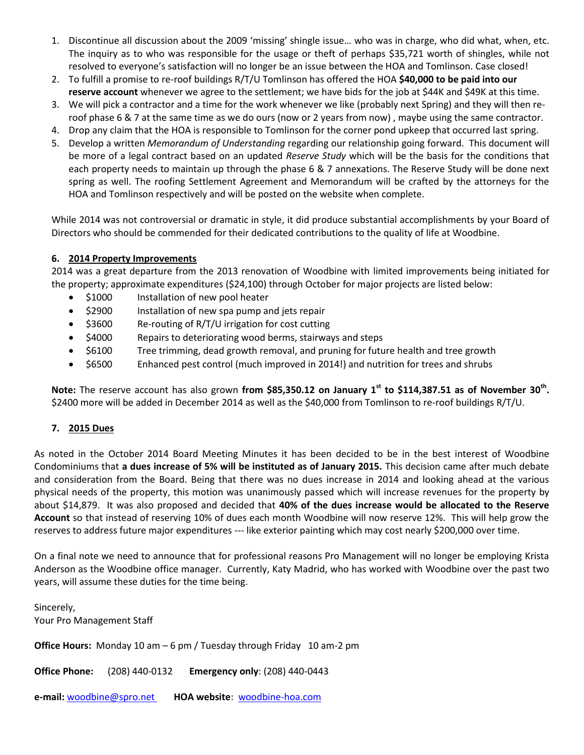1. Discontinue all discussion about the 2009 'missing' shingle issue… who was in charge, who did what, when, etc. The inquiry as to who was responsible for the usage or theft of perhaps $35,721 worth of shingles, while not resolved to everyone's satisfaction will no longer be an issue between the HOA and Tomlinson. Case closed!
2. To fulfill a promise to re-roof buildings R/T/U Tomlinson has offered the HOA **$40,000 to be paid into our reserve account** whenever we agree to the settlement; we have bids for the job at $44K and $49K at this time.
3. We will pick a contractor and a time for the work whenever we like (probably next Spring) and they will then re-roof phase 6 & 7 at the same time as we do ours (now or 2 years from now) , maybe using the same contractor.
4. Drop any claim that the HOA is responsible to Tomlinson for the corner pond upkeep that occurred last spring.
5. Develop a written *Memorandum of Understanding* regarding our relationship going forward. This document will be more of a legal contract based on an updated *Reserve Study* which will be the basis for the conditions that each property needs to maintain up through the phase 6 & 7 annexations. The Reserve Study will be done next spring as well. The roofing Settlement Agreement and Memorandum will be crafted by the attorneys for the HOA and Tomlinson respectively and will be posted on the website when complete.

While 2014 was not controversial or dramatic in style, it did produce substantial accomplishments by your Board of Directors who should be commended for their dedicated contributions to the quality of life at Woodbine.

## 6. 2014 Property Improvements

2014 was a great departure from the 2013 renovation of Woodbine with limited improvements being initiated for the property; approximate expenditures ($24,100) through October for major projects are listed below:

- $1000 Installation of new pool heater
- $2900 Installation of new spa pump and jets repair
- $3600 Re-routing of R/T/U irrigation for cost cutting
- $4000 Repairs to deteriorating wood berms, stairways and steps
- $6100 Tree trimming, dead growth removal, and pruning for future health and tree growth
- $6500 Enhanced pest control (much improved in 2014!) and nutrition for trees and shrubs

**Note:** The reserve account has also grown **from $85,350.12 on January 1st to $114,387.51 as of November 30th.** $2400 more will be added in December 2014 as well as the $40,000 from Tomlinson to re-roof buildings R/T/U.

## 7. 2015 Dues

As noted in the October 2014 Board Meeting Minutes it has been decided to be in the best interest of Woodbine Condominiums that **a dues increase of 5% will be instituted as of January 2015.** This decision came after much debate and consideration from the Board. Being that there was no dues increase in 2014 and looking ahead at the various physical needs of the property, this motion was unanimously passed which will increase revenues for the property by about $14,879. It was also proposed and decided that **40% of the dues increase would be allocated to the Reserve Account** so that instead of reserving 10% of dues each month Woodbine will now reserve 12%. This will help grow the reserves to address future major expenditures --- like exterior painting which may cost nearly $200,000 over time.

On a final note we need to announce that for professional reasons Pro Management will no longer be employing Krista Anderson as the Woodbine office manager. Currently, Katy Madrid, who has worked with Woodbine over the past two years, will assume these duties for the time being.

Sincerely,
Your Pro Management Staff

**Office Hours:** Monday 10 am – 6 pm / Tuesday through Friday 10 am-2 pm

**Office Phone:** (208) 440-0132 **Emergency only**: (208) 440-0443

**e-mail:** woodbine@spro.net **HOA website**: woodbine-hoa.com